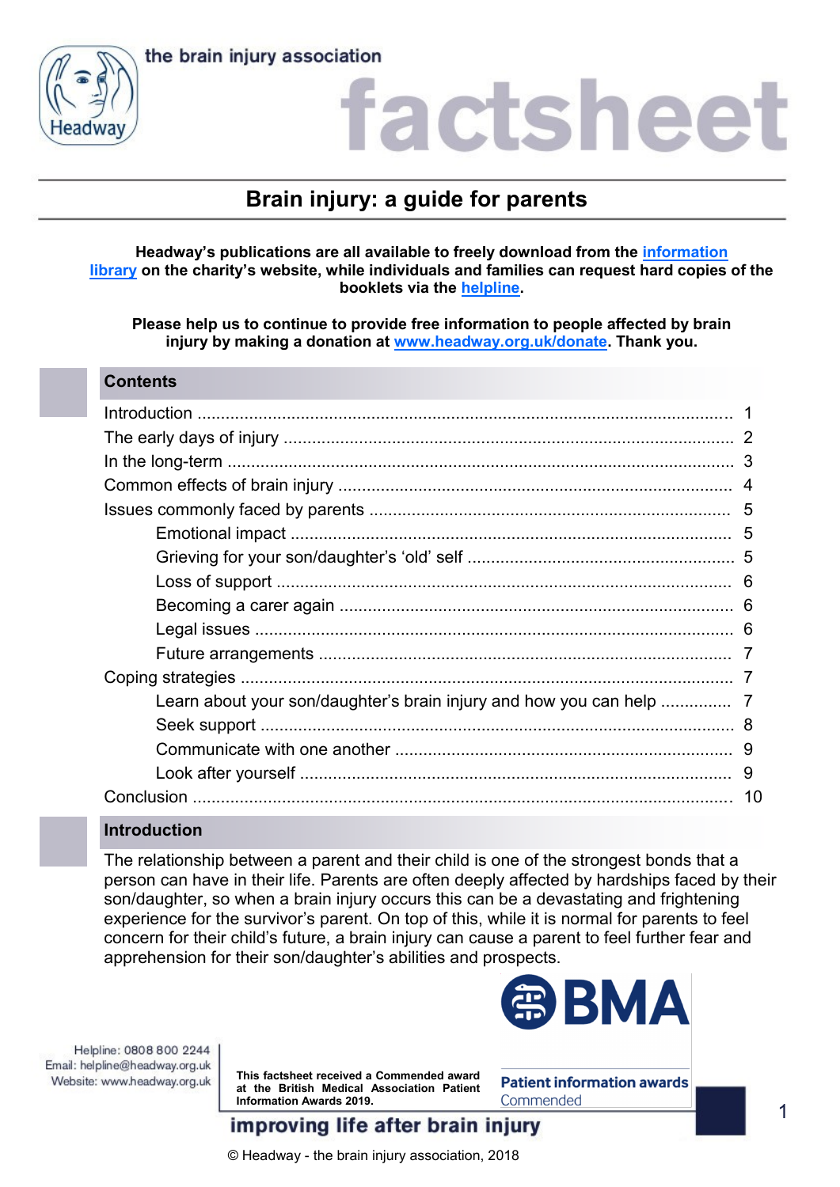# Brain injury: a guide for parents

**Headway's publications are all available to freely download from the information library on the charity's website, while individuals and families can request hard copies of the booklets via the helpline.**

**Please help us to continue to provide free information to people affected by brain injury by making a donation at www.headway.org.uk/donate. Thank you.**

## Contents

| | |
|---|---|
| Introduction | 1 |
| The early days of injury | 2 |
| In the long-term | 3 |
| Common effects of brain injury | 4 |
| Issues commonly faced by parents | 5 |
| &nbsp;&nbsp;&nbsp;&nbsp;Emotional impact | 5 |
| &nbsp;&nbsp;&nbsp;&nbsp;Grieving for your son/daughter's 'old' self | 5 |
| &nbsp;&nbsp;&nbsp;&nbsp;Loss of support | 6 |
| &nbsp;&nbsp;&nbsp;&nbsp;Becoming a carer again | 6 |
| &nbsp;&nbsp;&nbsp;&nbsp;Legal issues | 6 |
| &nbsp;&nbsp;&nbsp;&nbsp;Future arrangements | 7 |
| Coping strategies | 7 |
| &nbsp;&nbsp;&nbsp;&nbsp;Learn about your son/daughter's brain injury and how you can help | 7 |
| &nbsp;&nbsp;&nbsp;&nbsp;Seek support | 8 |
| &nbsp;&nbsp;&nbsp;&nbsp;Communicate with one another | 9 |
| &nbsp;&nbsp;&nbsp;&nbsp;Look after yourself | 9 |
| Conclusion | 10 |

## Introduction

The relationship between a parent and their child is one of the strongest bonds that a person can have in their life. Parents are often deeply affected by hardships faced by their son/daughter, so when a brain injury occurs this can be a devastating and frightening experience for the survivor's parent. On top of this, while it is normal for parents to feel concern for their child's future, a brain injury can cause a parent to feel further fear and apprehension for their son/daughter's abilities and prospects.

**This factsheet received a Commended award at the British Medical Association Patient Information Awards 2019.**

Helpline: 0808 800 2244
Email: helpline@headway.org.uk
Website: www.headway.org.uk

© Headway - the brain injury association, 2018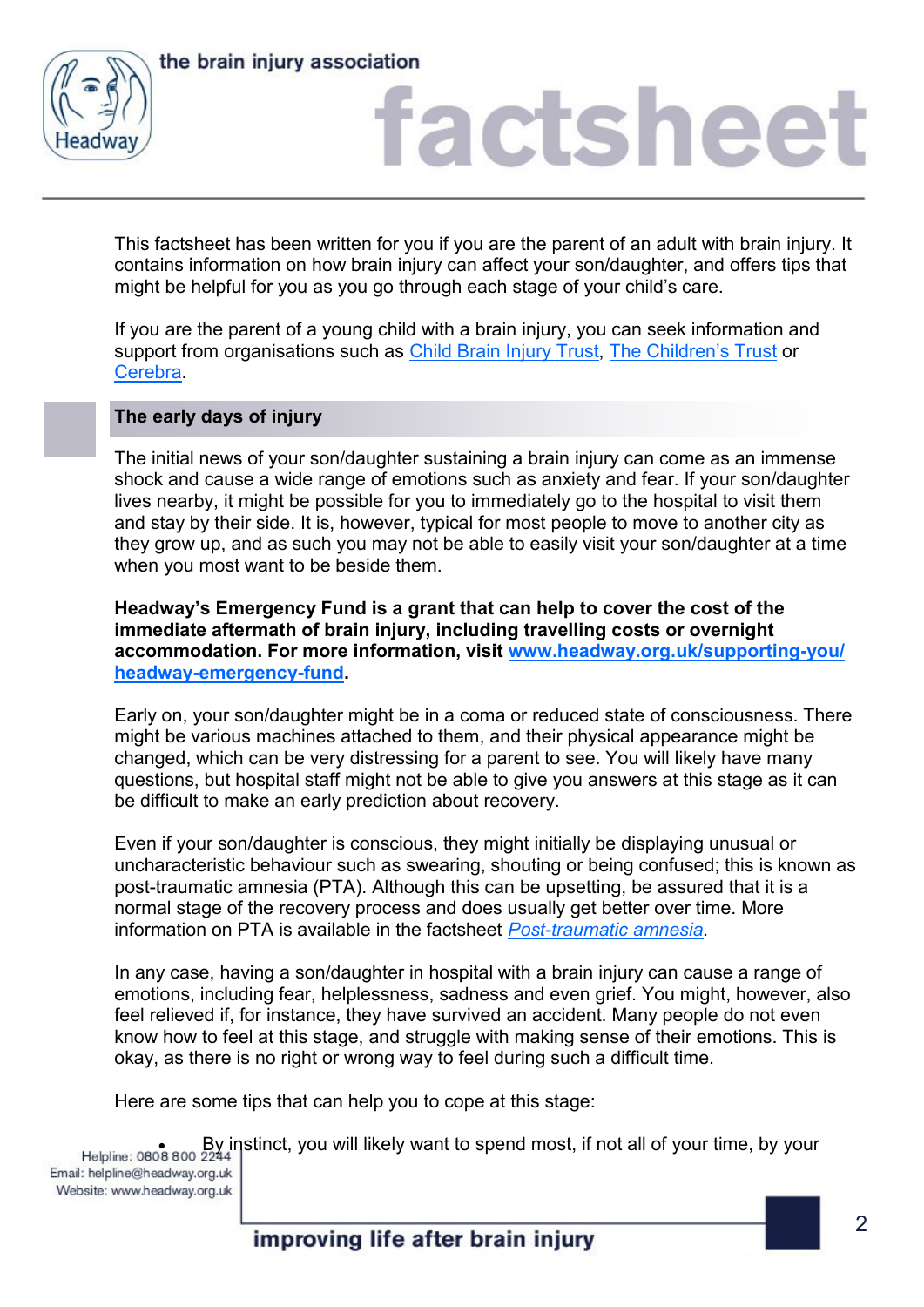This factsheet has been written for you if you are the parent of an adult with brain injury. It contains information on how brain injury can affect your son/daughter, and offers tips that might be helpful for you as you go through each stage of your child's care.

If you are the parent of a young child with a brain injury, you can seek information and support from organisations such as Child Brain Injury Trust, The Children's Trust or Cerebra.

## The early days of injury

The initial news of your son/daughter sustaining a brain injury can come as an immense shock and cause a wide range of emotions such as anxiety and fear. If your son/daughter lives nearby, it might be possible for you to immediately go to the hospital to visit them and stay by their side. It is, however, typical for most people to move to another city as they grow up, and as such you may not be able to easily visit your son/daughter at a time when you most want to be beside them.

**Headway's Emergency Fund is a grant that can help to cover the cost of the immediate aftermath of brain injury, including travelling costs or overnight accommodation. For more information, visit www.headway.org.uk/supporting-you/headway-emergency-fund.**

Early on, your son/daughter might be in a coma or reduced state of consciousness. There might be various machines attached to them, and their physical appearance might be changed, which can be very distressing for a parent to see. You will likely have many questions, but hospital staff might not be able to give you answers at this stage as it can be difficult to make an early prediction about recovery.

Even if your son/daughter is conscious, they might initially be displaying unusual or uncharacteristic behaviour such as swearing, shouting or being confused; this is known as post-traumatic amnesia (PTA). Although this can be upsetting, be assured that it is a normal stage of the recovery process and does usually get better over time. More information on PTA is available in the factsheet *Post-traumatic amnesia*.

In any case, having a son/daughter in hospital with a brain injury can cause a range of emotions, including fear, helplessness, sadness and even grief. You might, however, also feel relieved if, for instance, they have survived an accident. Many people do not even know how to feel at this stage, and struggle with making sense of their emotions. This is okay, as there is no right or wrong way to feel during such a difficult time.

Here are some tips that can help you to cope at this stage:

- By instinct, you will likely want to spend most, if not all of your time, by your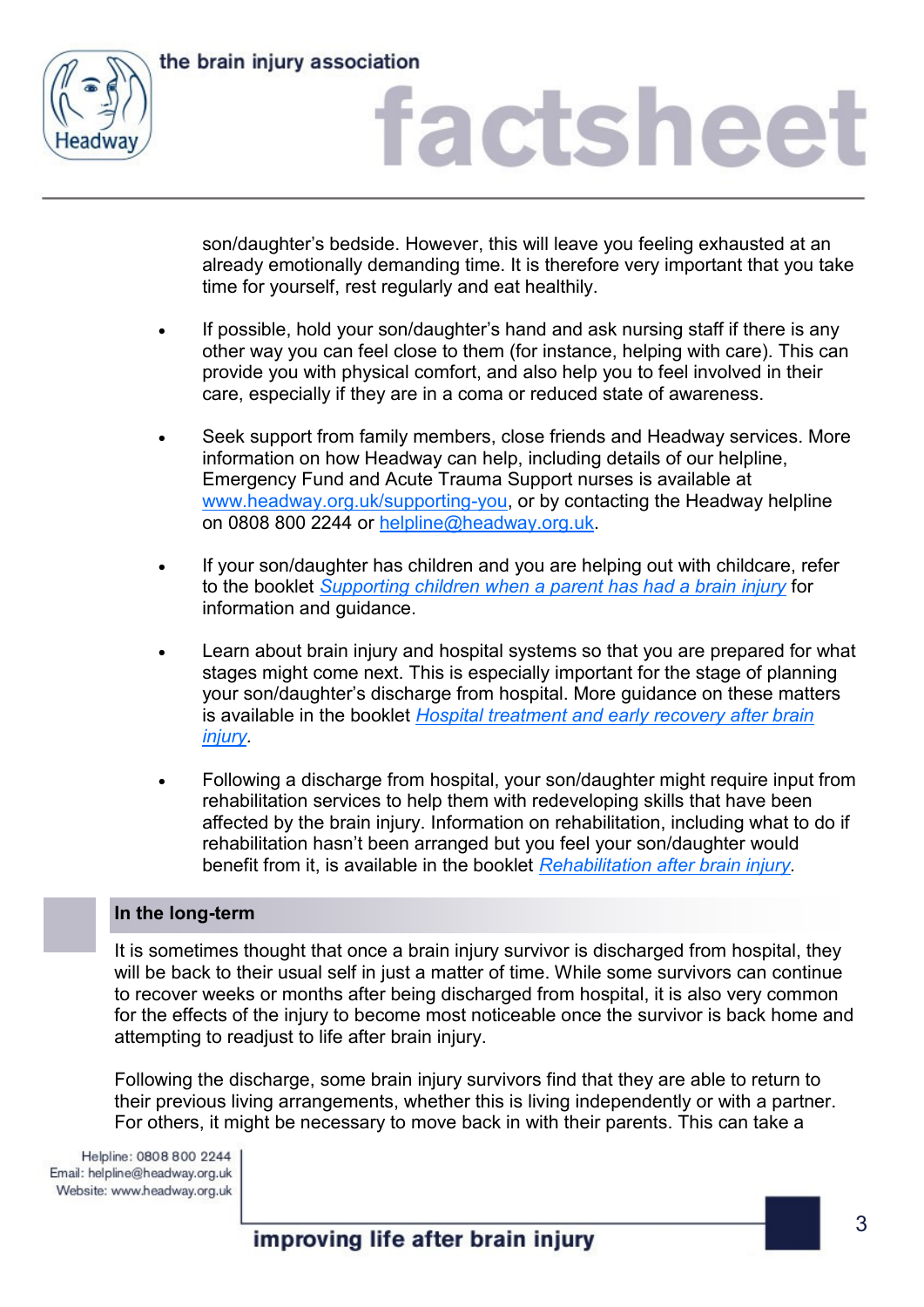son/daughter's bedside. However, this will leave you feeling exhausted at an already emotionally demanding time. It is therefore very important that you take time for yourself, rest regularly and eat healthily.

- If possible, hold your son/daughter's hand and ask nursing staff if there is any other way you can feel close to them (for instance, helping with care). This can provide you with physical comfort, and also help you to feel involved in their care, especially if they are in a coma or reduced state of awareness.

- Seek support from family members, close friends and Headway services. More information on how Headway can help, including details of our helpline, Emergency Fund and Acute Trauma Support nurses is available at www.headway.org.uk/supporting-you, or by contacting the Headway helpline on 0808 800 2244 or helpline@headway.org.uk.

- If your son/daughter has children and you are helping out with childcare, refer to the booklet *Supporting children when a parent has had a brain injury* for information and guidance.

- Learn about brain injury and hospital systems so that you are prepared for what stages might come next. This is especially important for the stage of planning your son/daughter's discharge from hospital. More guidance on these matters is available in the booklet *Hospital treatment and early recovery after brain injury*.

- Following a discharge from hospital, your son/daughter might require input from rehabilitation services to help them with redeveloping skills that have been affected by the brain injury. Information on rehabilitation, including what to do if rehabilitation hasn't been arranged but you feel your son/daughter would benefit from it, is available in the booklet *Rehabilitation after brain injury*.

## In the long-term

It is sometimes thought that once a brain injury survivor is discharged from hospital, they will be back to their usual self in just a matter of time. While some survivors can continue to recover weeks or months after being discharged from hospital, it is also very common for the effects of the injury to become most noticeable once the survivor is back home and attempting to readjust to life after brain injury.

Following the discharge, some brain injury survivors find that they are able to return to their previous living arrangements, whether this is living independently or with a partner. For others, it might be necessary to move back in with their parents. This can take a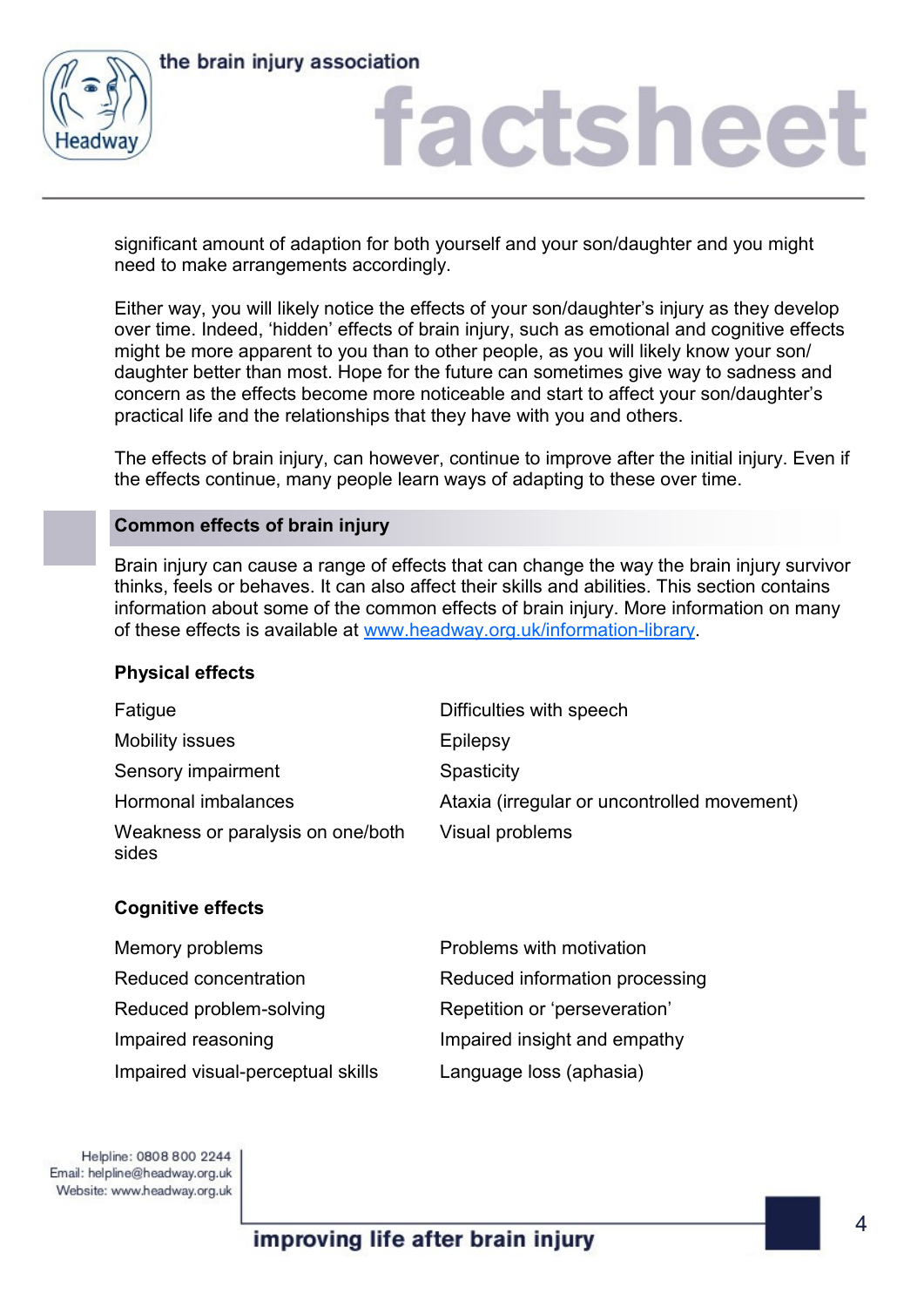significant amount of adaption for both yourself and your son/daughter and you might need to make arrangements accordingly.

Either way, you will likely notice the effects of your son/daughter's injury as they develop over time. Indeed, 'hidden' effects of brain injury, such as emotional and cognitive effects might be more apparent to you than to other people, as you will likely know your son/daughter better than most. Hope for the future can sometimes give way to sadness and concern as the effects become more noticeable and start to affect your son/daughter's practical life and the relationships that they have with you and others.

The effects of brain injury, can however, continue to improve after the initial injury. Even if the effects continue, many people learn ways of adapting to these over time.

## Common effects of brain injury

Brain injury can cause a range of effects that can change the way the brain injury survivor thinks, feels or behaves. It can also affect their skills and abilities. This section contains information about some of the common effects of brain injury. More information on many of these effects is available at [www.headway.org.uk/information-library](www.headway.org.uk/information-library).

### Physical effects

- Fatigue
- Mobility issues
- Sensory impairment
- Hormonal imbalances
- Weakness or paralysis on one/both sides
- Difficulties with speech
- Epilepsy
- Spasticity
- Ataxia (irregular or uncontrolled movement)
- Visual problems

### Cognitive effects

- Memory problems
- Reduced concentration
- Reduced problem-solving
- Impaired reasoning
- Impaired visual-perceptual skills
- Problems with motivation
- Reduced information processing
- Repetition or 'perseveration'
- Impaired insight and empathy
- Language loss (aphasia)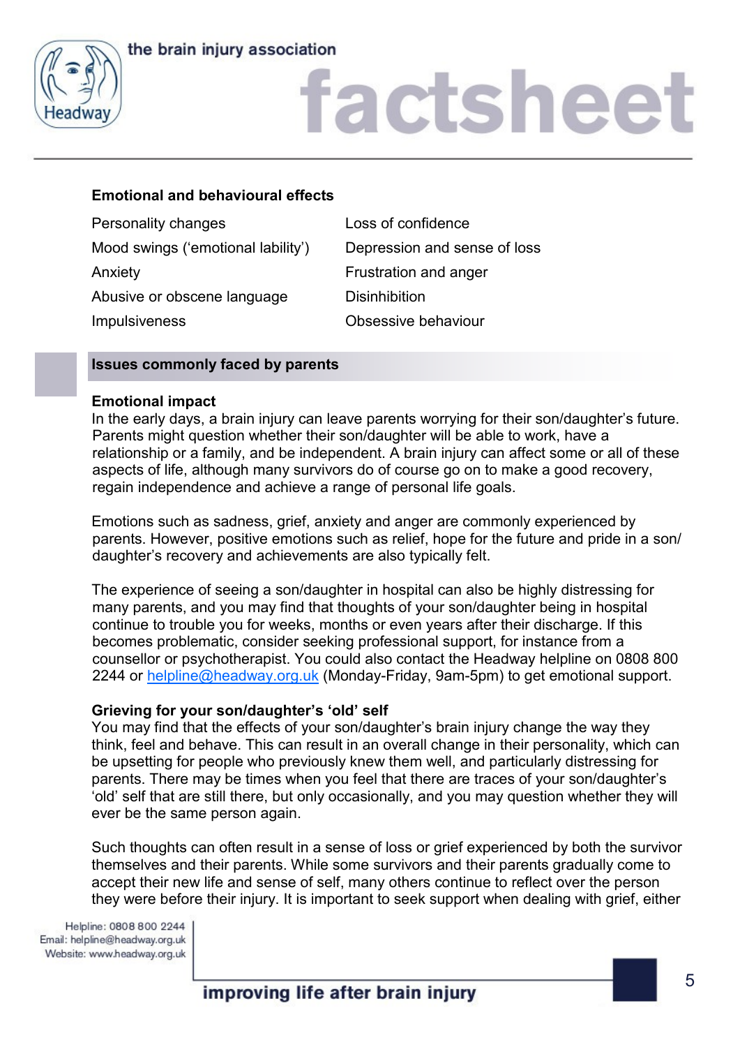**Emotional and behavioural effects**

- Personality changes
- Mood swings ('emotional lability')
- Anxiety
- Abusive or obscene language
- Impulsiveness
- Loss of confidence
- Depression and sense of loss
- Frustration and anger
- Disinhibition
- Obsessive behaviour

## Issues commonly faced by parents

### Emotional impact

In the early days, a brain injury can leave parents worrying for their son/daughter's future. Parents might question whether their son/daughter will be able to work, have a relationship or a family, and be independent. A brain injury can affect some or all of these aspects of life, although many survivors do of course go on to make a good recovery, regain independence and achieve a range of personal life goals.

Emotions such as sadness, grief, anxiety and anger are commonly experienced by parents. However, positive emotions such as relief, hope for the future and pride in a son/daughter's recovery and achievements are also typically felt.

The experience of seeing a son/daughter in hospital can also be highly distressing for many parents, and you may find that thoughts of your son/daughter being in hospital continue to trouble you for weeks, months or even years after their discharge. If this becomes problematic, consider seeking professional support, for instance from a counsellor or psychotherapist. You could also contact the Headway helpline on 0808 800 2244 or helpline@headway.org.uk (Monday-Friday, 9am-5pm) to get emotional support.

### Grieving for your son/daughter's 'old' self

You may find that the effects of your son/daughter's brain injury change the way they think, feel and behave. This can result in an overall change in their personality, which can be upsetting for people who previously knew them well, and particularly distressing for parents. There may be times when you feel that there are traces of your son/daughter's 'old' self that are still there, but only occasionally, and you may question whether they will ever be the same person again.

Such thoughts can often result in a sense of loss or grief experienced by both the survivor themselves and their parents. While some survivors and their parents gradually come to accept their new life and sense of self, many others continue to reflect over the person they were before their injury. It is important to seek support when dealing with grief, either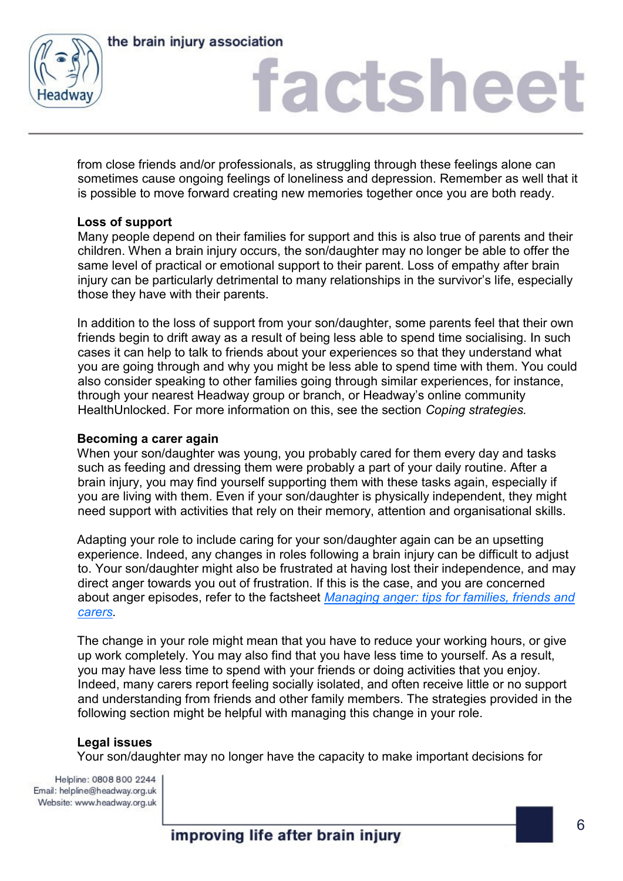from close friends and/or professionals, as struggling through these feelings alone can sometimes cause ongoing feelings of loneliness and depression. Remember as well that it is possible to move forward creating new memories together once you are both ready.

**Loss of support**

Many people depend on their families for support and this is also true of parents and their children. When a brain injury occurs, the son/daughter may no longer be able to offer the same level of practical or emotional support to their parent. Loss of empathy after brain injury can be particularly detrimental to many relationships in the survivor's life, especially those they have with their parents.

In addition to the loss of support from your son/daughter, some parents feel that their own friends begin to drift away as a result of being less able to spend time socialising. In such cases it can help to talk to friends about your experiences so that they understand what you are going through and why you might be less able to spend time with them. You could also consider speaking to other families going through similar experiences, for instance, through your nearest Headway group or branch, or Headway's online community HealthUnlocked. For more information on this, see the section *Coping strategies.*

**Becoming a carer again**

When your son/daughter was young, you probably cared for them every day and tasks such as feeding and dressing them were probably a part of your daily routine. After a brain injury, you may find yourself supporting them with these tasks again, especially if you are living with them. Even if your son/daughter is physically independent, they might need support with activities that rely on their memory, attention and organisational skills.

Adapting your role to include caring for your son/daughter again can be an upsetting experience. Indeed, any changes in roles following a brain injury can be difficult to adjust to. Your son/daughter might also be frustrated at having lost their independence, and may direct anger towards you out of frustration. If this is the case, and you are concerned about anger episodes, refer to the factsheet *Managing anger: tips for families, friends and carers*.

The change in your role might mean that you have to reduce your working hours, or give up work completely. You may also find that you have less time to yourself. As a result, you may have less time to spend with your friends or doing activities that you enjoy. Indeed, many carers report feeling socially isolated, and often receive little or no support and understanding from friends and other family members. The strategies provided in the following section might be helpful with managing this change in your role.

**Legal issues**

Your son/daughter may no longer have the capacity to make important decisions for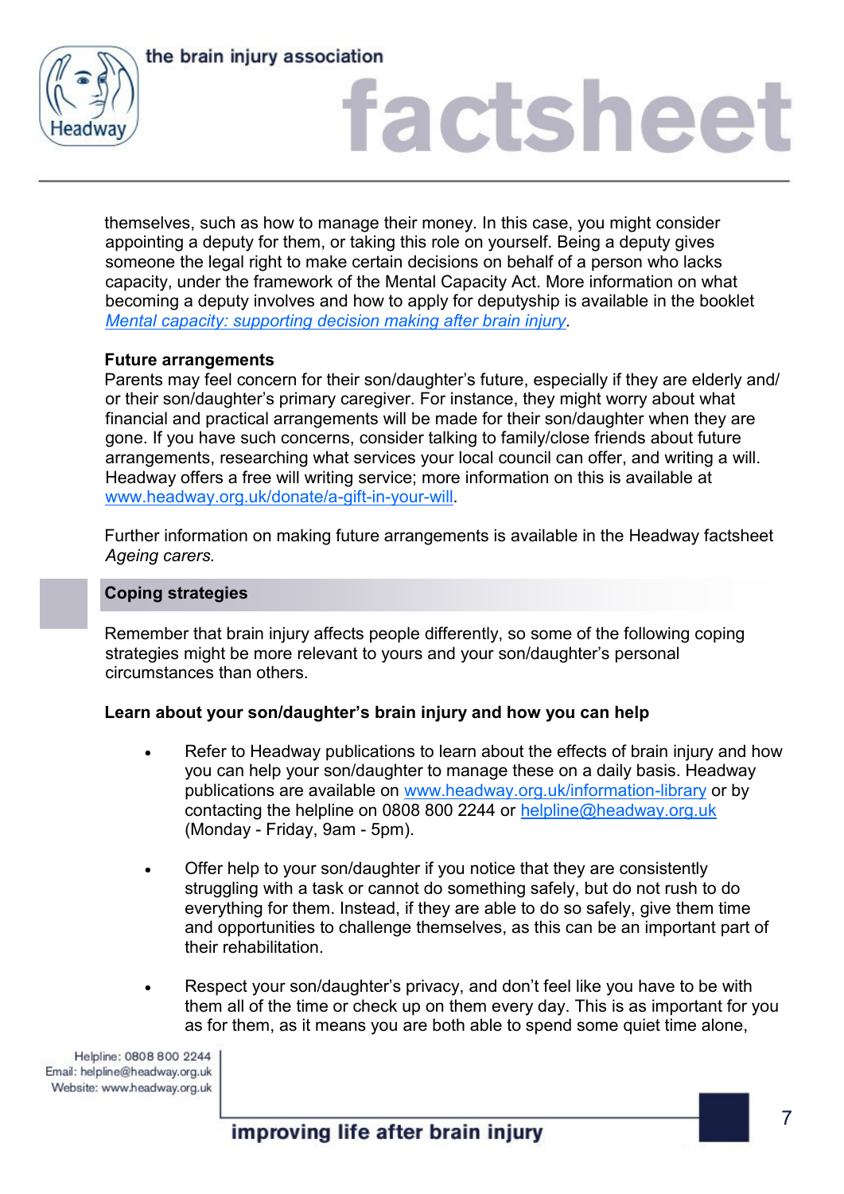themselves, such as how to manage their money. In this case, you might consider appointing a deputy for them, or taking this role on yourself. Being a deputy gives someone the legal right to make certain decisions on behalf of a person who lacks capacity, under the framework of the Mental Capacity Act. More information on what becoming a deputy involves and how to apply for deputyship is available in the booklet *Mental capacity: supporting decision making after brain injury*.

**Future arrangements**

Parents may feel concern for their son/daughter's future, especially if they are elderly and/or their son/daughter's primary caregiver. For instance, they might worry about what financial and practical arrangements will be made for their son/daughter when they are gone. If you have such concerns, consider talking to family/close friends about future arrangements, researching what services your local council can offer, and writing a will. Headway offers a free will writing service; more information on this is available at www.headway.org.uk/donate/a-gift-in-your-will.

Further information on making future arrangements is available in the Headway factsheet *Ageing carers.*

## Coping strategies

Remember that brain injury affects people differently, so some of the following coping strategies might be more relevant to yours and your son/daughter's personal circumstances than others.

**Learn about your son/daughter's brain injury and how you can help**

- Refer to Headway publications to learn about the effects of brain injury and how you can help your son/daughter to manage these on a daily basis. Headway publications are available on www.headway.org.uk/information-library or by contacting the helpline on 0808 800 2244 or helpline@headway.org.uk (Monday - Friday, 9am - 5pm).

- Offer help to your son/daughter if you notice that they are consistently struggling with a task or cannot do something safely, but do not rush to do everything for them. Instead, if they are able to do so safely, give them time and opportunities to challenge themselves, as this can be an important part of their rehabilitation.

- Respect your son/daughter's privacy, and don't feel like you have to be with them all of the time or check up on them every day. This is as important for you as for them, as it means you are both able to spend some quiet time alone,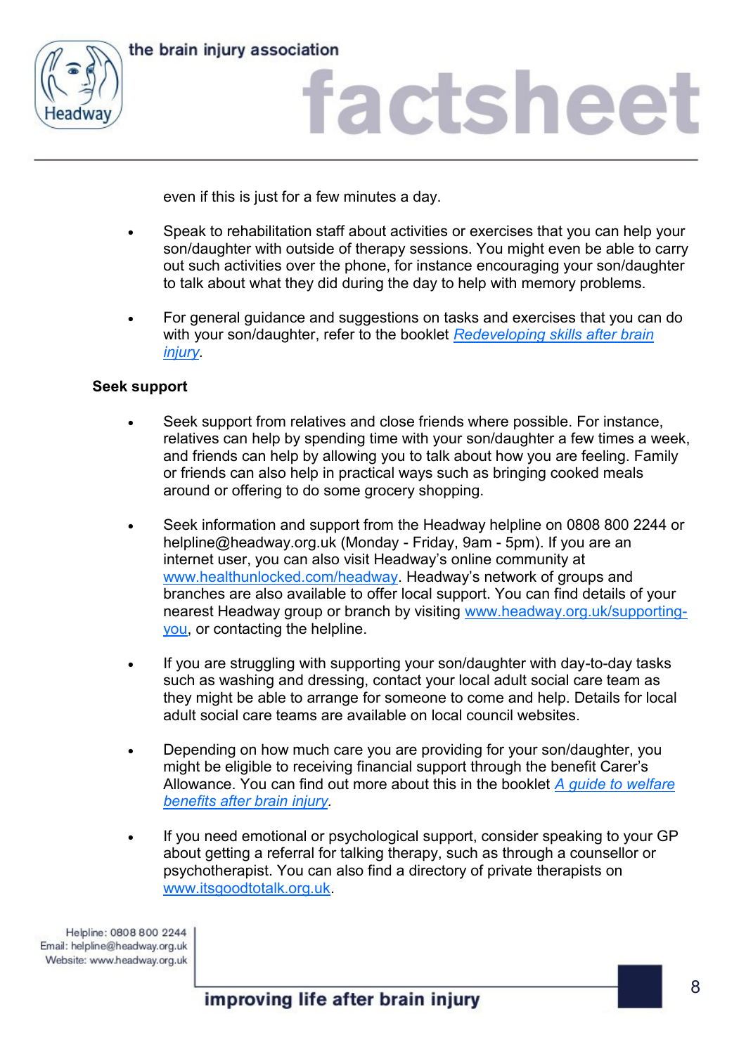even if this is just for a few minutes a day.

- Speak to rehabilitation staff about activities or exercises that you can help your son/daughter with outside of therapy sessions. You might even be able to carry out such activities over the phone, for instance encouraging your son/daughter to talk about what they did during the day to help with memory problems.
- For general guidance and suggestions on tasks and exercises that you can do with your son/daughter, refer to the booklet *Redeveloping skills after brain injury*.

**Seek support**

- Seek support from relatives and close friends where possible. For instance, relatives can help by spending time with your son/daughter a few times a week, and friends can help by allowing you to talk about how you are feeling. Family or friends can also help in practical ways such as bringing cooked meals around or offering to do some grocery shopping.
- Seek information and support from the Headway helpline on 0808 800 2244 or helpline@headway.org.uk (Monday - Friday, 9am - 5pm). If you are an internet user, you can also visit Headway's online community at www.healthunlocked.com/headway. Headway's network of groups and branches are also available to offer local support. You can find details of your nearest Headway group or branch by visiting www.headway.org.uk/supporting-you, or contacting the helpline.
- If you are struggling with supporting your son/daughter with day-to-day tasks such as washing and dressing, contact your local adult social care team as they might be able to arrange for someone to come and help. Details for local adult social care teams are available on local council websites.
- Depending on how much care you are providing for your son/daughter, you might be eligible to receiving financial support through the benefit Carer's Allowance. You can find out more about this in the booklet *A guide to welfare benefits after brain injury*.
- If you need emotional or psychological support, consider speaking to your GP about getting a referral for talking therapy, such as through a counsellor or psychotherapist. You can also find a directory of private therapists on www.itsgoodtotalk.org.uk.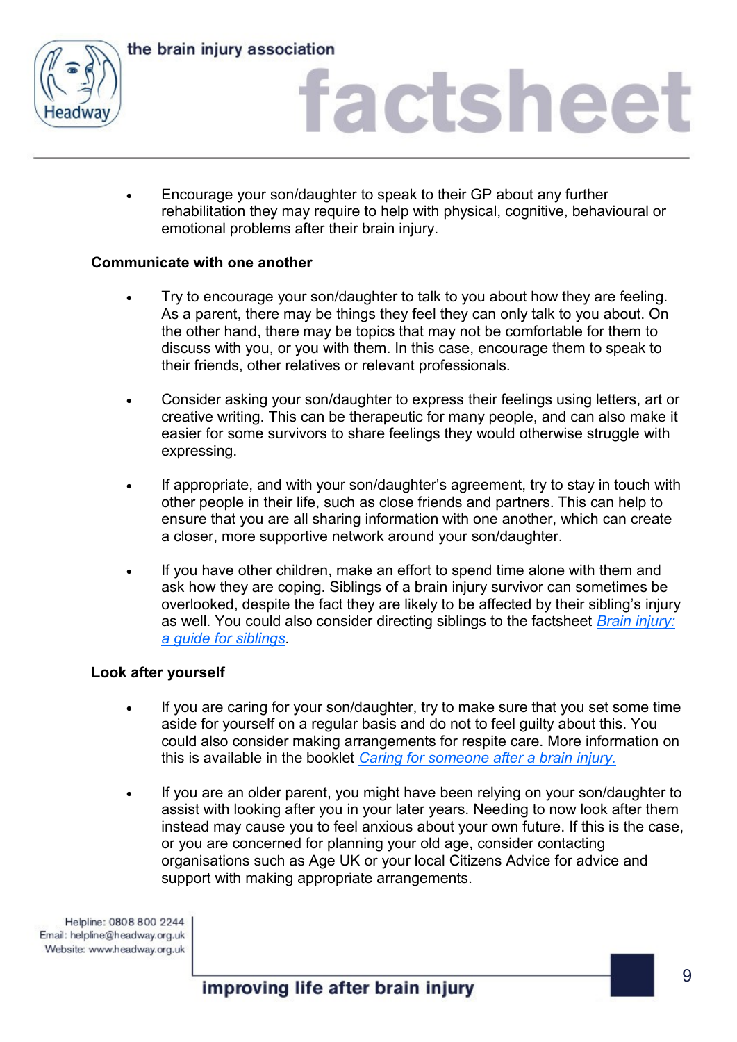- Encourage your son/daughter to speak to their GP about any further rehabilitation they may require to help with physical, cognitive, behavioural or emotional problems after their brain injury.

**Communicate with one another**

- Try to encourage your son/daughter to talk to you about how they are feeling. As a parent, there may be things they feel they can only talk to you about. On the other hand, there may be topics that may not be comfortable for them to discuss with you, or you with them. In this case, encourage them to speak to their friends, other relatives or relevant professionals.

- Consider asking your son/daughter to express their feelings using letters, art or creative writing. This can be therapeutic for many people, and can also make it easier for some survivors to share feelings they would otherwise struggle with expressing.

- If appropriate, and with your son/daughter's agreement, try to stay in touch with other people in their life, such as close friends and partners. This can help to ensure that you are all sharing information with one another, which can create a closer, more supportive network around your son/daughter.

- If you have other children, make an effort to spend time alone with them and ask how they are coping. Siblings of a brain injury survivor can sometimes be overlooked, despite the fact they are likely to be affected by their sibling's injury as well. You could also consider directing siblings to the factsheet *Brain injury: a guide for siblings*.

**Look after yourself**

- If you are caring for your son/daughter, try to make sure that you set some time aside for yourself on a regular basis and do not to feel guilty about this. You could also consider making arrangements for respite care. More information on this is available in the booklet *Caring for someone after a brain injury.*

- If you are an older parent, you might have been relying on your son/daughter to assist with looking after you in your later years. Needing to now look after them instead may cause you to feel anxious about your own future. If this is the case, or you are concerned for planning your old age, consider contacting organisations such as Age UK or your local Citizens Advice for advice and support with making appropriate arrangements.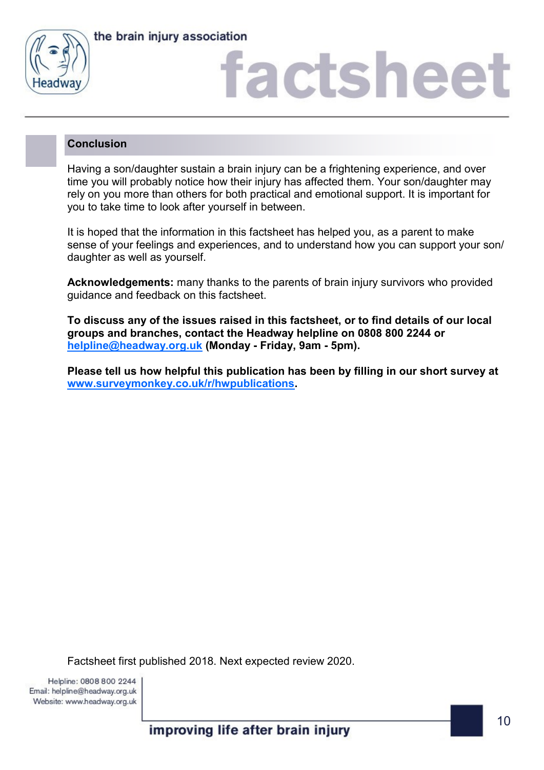## Conclusion

Having a son/daughter sustain a brain injury can be a frightening experience, and over time you will probably notice how their injury has affected them. Your son/daughter may rely on you more than others for both practical and emotional support. It is important for you to take time to look after yourself in between.

It is hoped that the information in this factsheet has helped you, as a parent to make sense of your feelings and experiences, and to understand how you can support your son/daughter as well as yourself.

**Acknowledgements:** many thanks to the parents of brain injury survivors who provided guidance and feedback on this factsheet.

**To discuss any of the issues raised in this factsheet, or to find details of our local groups and branches, contact the Headway helpline on 0808 800 2244 or helpline@headway.org.uk (Monday - Friday, 9am - 5pm).**

**Please tell us how helpful this publication has been by filling in our short survey at www.surveymonkey.co.uk/r/hwpublications.**

Factsheet first published 2018. Next expected review 2020.